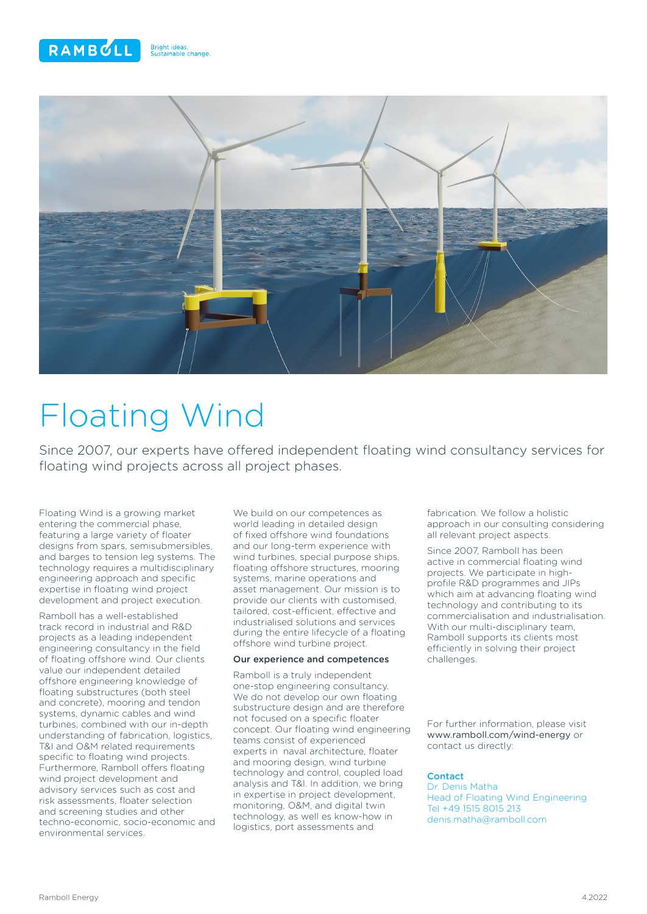RAMBOLL Bright ideas. Sustainable change.

# Floating Wind

Since 2007, our experts have offered independent floating wind consultancy services for floating wind projects across all project phases.

Floating Wind is a growing market entering the commercial phase, featuring a large variety of floater designs from spars, semisubmersibles, and barges to tension leg systems. The technology requires a multidisciplinary engineering approach and specific expertise in floating wind project development and project execution.

Ramboll has a well-established track record in industrial and R&D projects as a leading independent engineering consultancy in the field of floating offshore wind. Our clients value our independent detailed offshore engineering knowledge of floating substructures (both steel and concrete), mooring and tendon systems, dynamic cables and wind turbines, combined with our in-depth understanding of fabrication, logistics, T&I and O&M related requirements specific to floating wind projects. Furthermore, Ramboll offers floating wind project development and advisory services such as cost and risk assessments, floater selection and screening studies and other techno-economic, socio-economic and environmental services.

We build on our competences as world leading in detailed design of fixed offshore wind foundations and our long-term experience with wind turbines, special purpose ships, floating offshore structures, mooring systems, marine operations and asset management. Our mission is to provide our clients with customised, tailored, cost-efficient, effective and industrialised solutions and services during the entire lifecycle of a floating offshore wind turbine project.

**Our experience and competences**

Ramboll is a truly independent one-stop engineering consultancy. We do not develop our own floating substructure design and are therefore not focused on a specific floater concept. Our floating wind engineering teams consist of experienced experts in naval architecture, floater and mooring design, wind turbine technology and control, coupled load analysis and T&I. In addition, we bring in expertise in project development, monitoring, O&M, and digital twin technology, as well es know-how in logistics, port assessments and fabrication. We follow a holistic approach in our consulting considering all relevant project aspects.

Since 2007, Ramboll has been active in commercial floating wind projects. We participate in high-profile R&D programmes and JIPs which aim at advancing floating wind technology and contributing to its commercialisation and industrialisation. With our multi-disciplinary team, Ramboll supports its clients most efficiently in solving their project challenges.

For further information, please visit www.ramboll.com/wind-energy or contact us directly:

**Contact**
Dr. Denis Matha
Head of Floating Wind Engineering
Tel +49 1515 8015 213
denis.matha@ramboll.com

Ramboll Energy

4.2022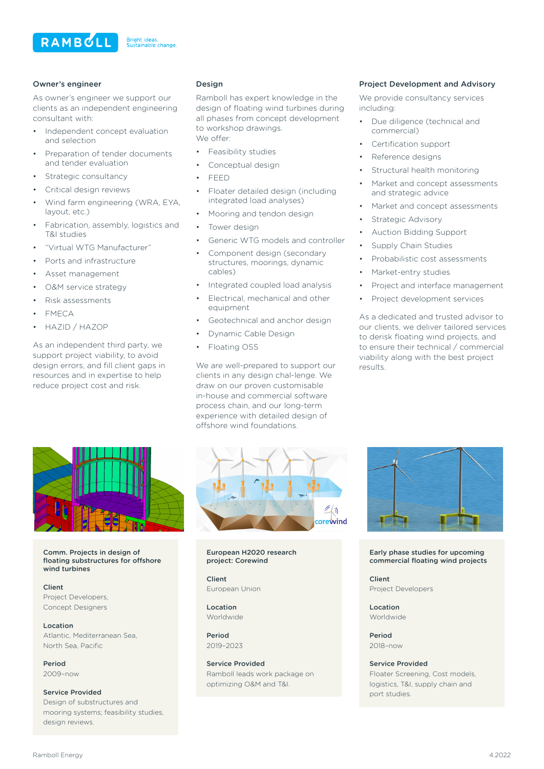## Owner's engineer

As owner's engineer we support our clients as an independent engineering consultant with:

- Independent concept evaluation and selection
- Preparation of tender documents and tender evaluation
- Strategic consultancy
- Critical design reviews
- Wind farm engineering (WRA, EYA, layout, etc.)
- Fabrication, assembly, logistics and T&I studies
- "Virtual WTG Manufacturer"
- Ports and infrastructure
- Asset management
- O&M service strategy
- Risk assessments
- FMECA
- HAZID / HAZOP

As an independent third party, we support project viability, to avoid design errors, and fill client gaps in resources and in expertise to help reduce project cost and risk.

## Design

Ramboll has expert knowledge in the design of floating wind turbines during all phases from concept development to workshop drawings.
We offer:

- Feasibility studies
- Conceptual design
- FEED
- Floater detailed design (including integrated load analyses)
- Mooring and tendon design
- Tower design
- Generic WTG models and controller
- Component design (secondary structures, moorings, dynamic cables)
- Integrated coupled load analysis
- Electrical, mechanical and other equipment
- Geotechnical and anchor design
- Dynamic Cable Design
- Floating OSS

We are well-prepared to support our clients in any design chal-lenge. We draw on our proven customisable in-house and commercial software process chain, and our long-term experience with detailed design of offshore wind foundations.

## Project Development and Advisory

We provide consultancy services including:

- Due diligence (technical and commercial)
- Certification support
- Reference designs
- Structural health monitoring
- Market and concept assessments and strategic advice
- Market and concept assessments
- Strategic Advisory
- Auction Bidding Support
- Supply Chain Studies
- Probabilistic cost assessments
- Market-entry studies
- Project and interface management
- Project development services

As a dedicated and trusted advisor to our clients, we deliver tailored services to derisk floating wind projects, and to ensure their technical / commercial viability along with the best project results.

**Comm. Projects in design of floating substructures for offshore wind turbines**

**Client**
Project Developers, Concept Designers

**Location**
Atlantic, Mediterranean Sea, North Sea, Pacific

**Period**
2009–now

**Service Provided**
Design of substructures and mooring systems; feasibility studies, design reviews.

**European H2020 research project: Corewind**

**Client**
European Union

**Location**
Worldwide

**Period**
2019–2023

**Service Provided**
Ramboll leads work package on optimizing O&M and T&I.

**Early phase studies for upcoming commercial floating wind projects**

**Client**
Project Developers

**Location**
Worldwide

**Period**
2018–now

**Service Provided**
Floater Screening, Cost models, logistics, T&I, supply chain and port studies.